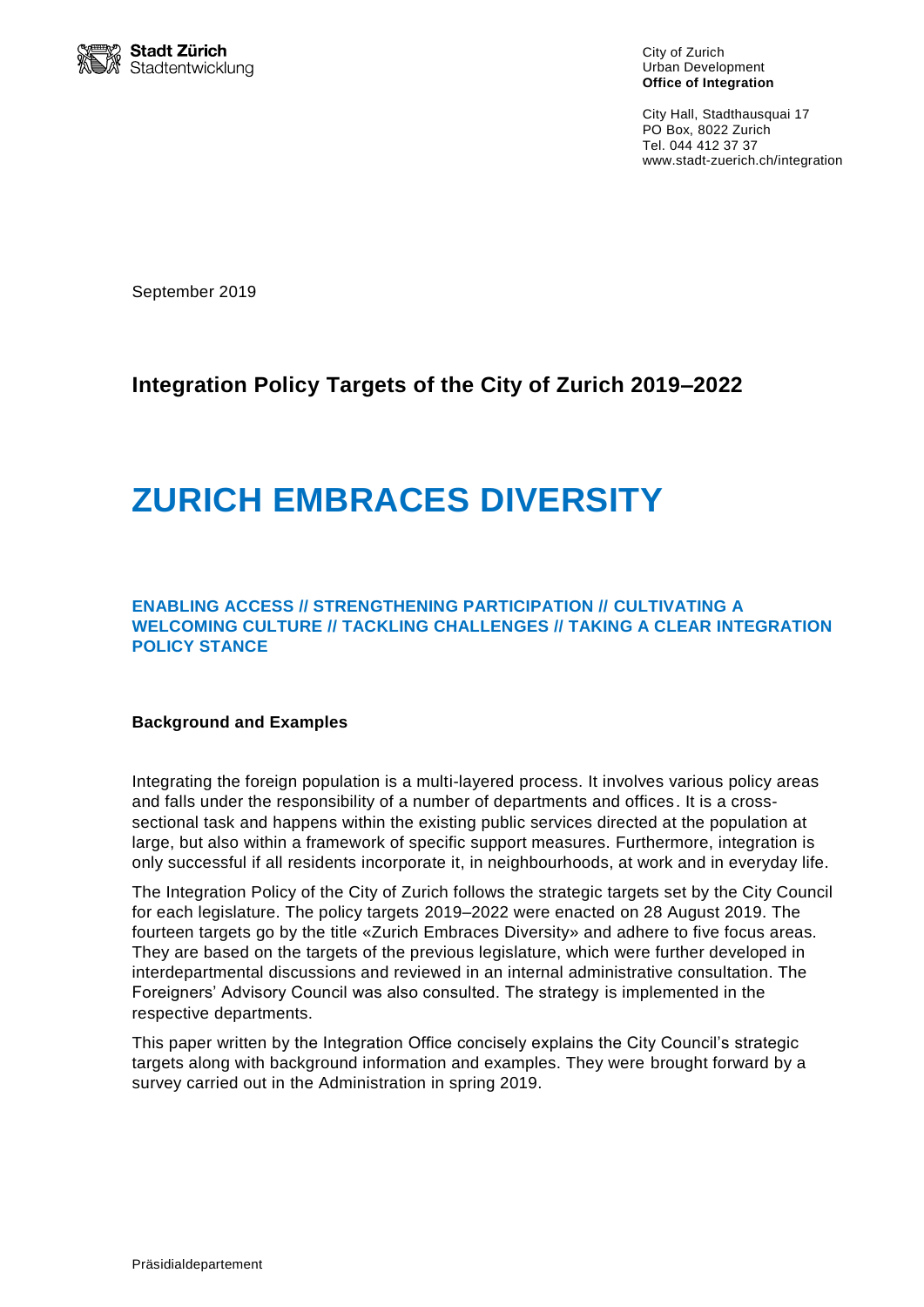**Stadt Zürich**
Stadtentwicklung

City of Zurich
Urban Development
**Office of Integration**

City Hall, Stadthausquai 17
PO Box, 8022 Zurich
Tel. 044 412 37 37
www.stadt-zuerich.ch/integration

September 2019

## Integration Policy Targets of the City of Zurich 2019–2022

# ZURICH EMBRACES DIVERSITY

### ENABLING ACCESS // STRENGTHENING PARTICIPATION // CULTIVATING A WELCOMING CULTURE // TACKLING CHALLENGES // TAKING A CLEAR INTEGRATION POLICY STANCE

**Background and Examples**

Integrating the foreign population is a multi-layered process. It involves various policy areas and falls under the responsibility of a number of departments and offices. It is a cross-sectional task and happens within the existing public services directed at the population at large, but also within a framework of specific support measures. Furthermore, integration is only successful if all residents incorporate it, in neighbourhoods, at work and in everyday life.

The Integration Policy of the City of Zurich follows the strategic targets set by the City Council for each legislature. The policy targets 2019–2022 were enacted on 28 August 2019. The fourteen targets go by the title «Zurich Embraces Diversity» and adhere to five focus areas. They are based on the targets of the previous legislature, which were further developed in interdepartmental discussions and reviewed in an internal administrative consultation. The Foreigners' Advisory Council was also consulted. The strategy is implemented in the respective departments.

This paper written by the Integration Office concisely explains the City Council's strategic targets along with background information and examples. They were brought forward by a survey carried out in the Administration in spring 2019.

Präsidialdepartement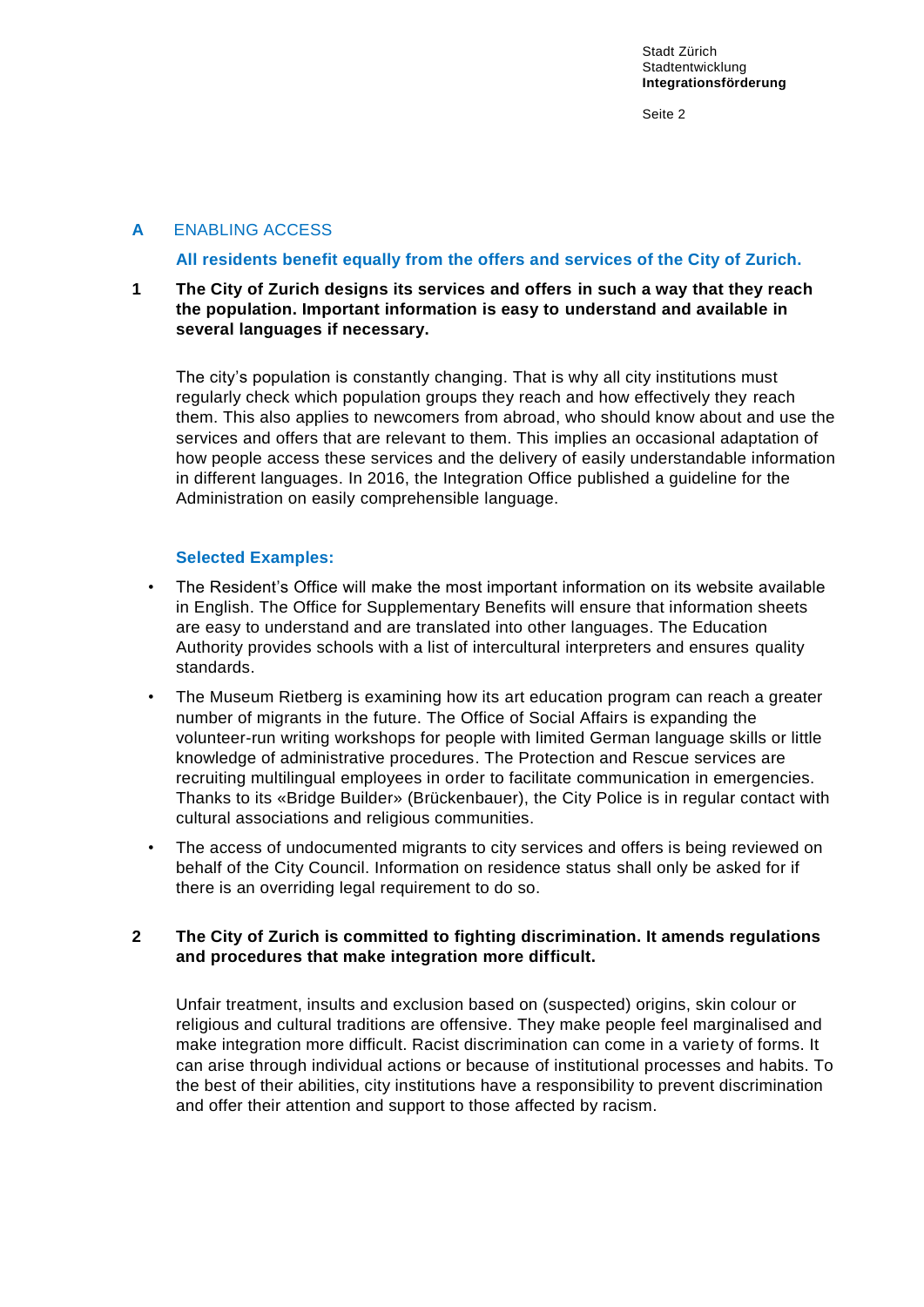## A ENABLING ACCESS

**All residents benefit equally from the offers and services of the City of Zurich.**

### 1 The City of Zurich designs its services and offers in such a way that they reach the population. Important information is easy to understand and available in several languages if necessary.

The city's population is constantly changing. That is why all city institutions must regularly check which population groups they reach and how effectively they reach them. This also applies to newcomers from abroad, who should know about and use the services and offers that are relevant to them. This implies an occasional adaptation of how people access these services and the delivery of easily understandable information in different languages. In 2016, the Integration Office published a guideline for the Administration on easily comprehensible language.

**Selected Examples:**

- The Resident's Office will make the most important information on its website available in English. The Office for Supplementary Benefits will ensure that information sheets are easy to understand and are translated into other languages. The Education Authority provides schools with a list of intercultural interpreters and ensures quality standards.
- The Museum Rietberg is examining how its art education program can reach a greater number of migrants in the future. The Office of Social Affairs is expanding the volunteer-run writing workshops for people with limited German language skills or little knowledge of administrative procedures. The Protection and Rescue services are recruiting multilingual employees in order to facilitate communication in emergencies. Thanks to its «Bridge Builder» (Brückenbauer), the City Police is in regular contact with cultural associations and religious communities.
- The access of undocumented migrants to city services and offers is being reviewed on behalf of the City Council. Information on residence status shall only be asked for if there is an overriding legal requirement to do so.

### 2 The City of Zurich is committed to fighting discrimination. It amends regulations and procedures that make integration more difficult.

Unfair treatment, insults and exclusion based on (suspected) origins, skin colour or religious and cultural traditions are offensive. They make people feel marginalised and make integration more difficult. Racist discrimination can come in a variety of forms. It can arise through individual actions or because of institutional processes and habits. To the best of their abilities, city institutions have a responsibility to prevent discrimination and offer their attention and support to those affected by racism.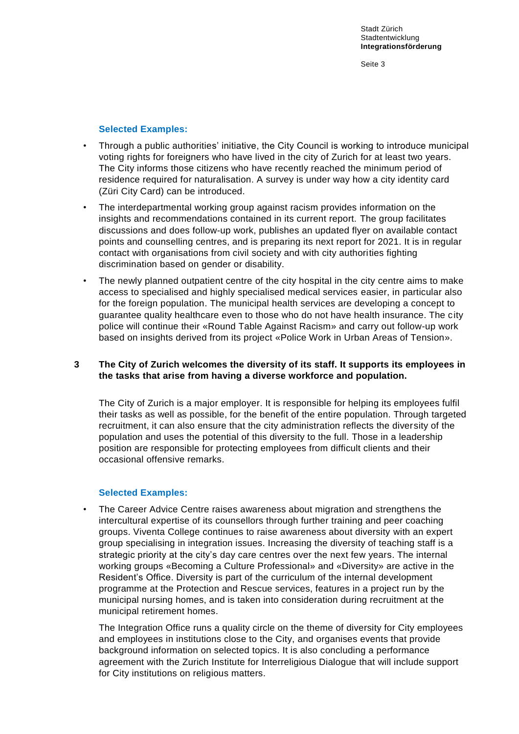**Selected Examples:**

- Through a public authorities' initiative, the City Council is working to introduce municipal voting rights for foreigners who have lived in the city of Zurich for at least two years. The City informs those citizens who have recently reached the minimum period of residence required for naturalisation. A survey is under way how a city identity card (Züri City Card) can be introduced.
- The interdepartmental working group against racism provides information on the insights and recommendations contained in its current report. The group facilitates discussions and does follow-up work, publishes an updated flyer on available contact points and counselling centres, and is preparing its next report for 2021. It is in regular contact with organisations from civil society and with city authorities fighting discrimination based on gender or disability.
- The newly planned outpatient centre of the city hospital in the city centre aims to make access to specialised and highly specialised medical services easier, in particular also for the foreign population. The municipal health services are developing a concept to guarantee quality healthcare even to those who do not have health insurance. The city police will continue their «Round Table Against Racism» and carry out follow-up work based on insights derived from its project «Police Work in Urban Areas of Tension».

## 3 The City of Zurich welcomes the diversity of its staff. It supports its employees in the tasks that arise from having a diverse workforce and population.

The City of Zurich is a major employer. It is responsible for helping its employees fulfil their tasks as well as possible, for the benefit of the entire population. Through targeted recruitment, it can also ensure that the city administration reflects the diversity of the population and uses the potential of this diversity to the full. Those in a leadership position are responsible for protecting employees from difficult clients and their occasional offensive remarks.

**Selected Examples:**

- The Career Advice Centre raises awareness about migration and strengthens the intercultural expertise of its counsellors through further training and peer coaching groups. Viventa College continues to raise awareness about diversity with an expert group specialising in integration issues. Increasing the diversity of teaching staff is a strategic priority at the city's day care centres over the next few years. The internal working groups «Becoming a Culture Professional» and «Diversity» are active in the Resident's Office. Diversity is part of the curriculum of the internal development programme at the Protection and Rescue services, features in a project run by the municipal nursing homes, and is taken into consideration during recruitment at the municipal retirement homes.

  The Integration Office runs a quality circle on the theme of diversity for City employees and employees in institutions close to the City, and organises events that provide background information on selected topics. It is also concluding a performance agreement with the Zurich Institute for Interreligious Dialogue that will include support for City institutions on religious matters.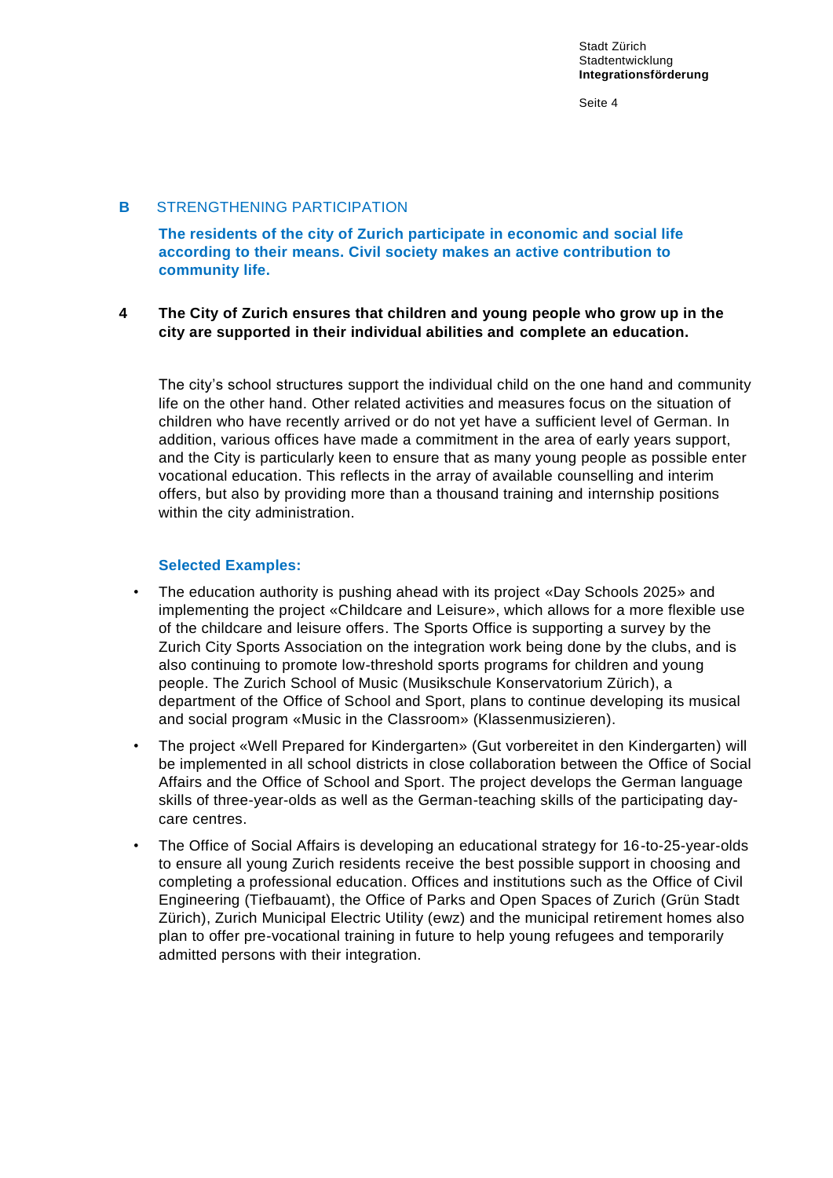## B STRENGTHENING PARTICIPATION

**The residents of the city of Zurich participate in economic and social life according to their means. Civil society makes an active contribution to community life.**

### 4 The City of Zurich ensures that children and young people who grow up in the city are supported in their individual abilities and complete an education.

The city’s school structures support the individual child on the one hand and community life on the other hand. Other related activities and measures focus on the situation of children who have recently arrived or do not yet have a sufficient level of German. In addition, various offices have made a commitment in the area of early years support, and the City is particularly keen to ensure that as many young people as possible enter vocational education. This reflects in the array of available counselling and interim offers, but also by providing more than a thousand training and internship positions within the city administration.

**Selected Examples:**

- The education authority is pushing ahead with its project «Day Schools 2025» and implementing the project «Childcare and Leisure», which allows for a more flexible use of the childcare and leisure offers. The Sports Office is supporting a survey by the Zurich City Sports Association on the integration work being done by the clubs, and is also continuing to promote low-threshold sports programs for children and young people. The Zurich School of Music (Musikschule Konservatorium Zürich), a department of the Office of School and Sport, plans to continue developing its musical and social program «Music in the Classroom» (Klassenmusizieren).
- The project «Well Prepared for Kindergarten» (Gut vorbereitet in den Kindergarten) will be implemented in all school districts in close collaboration between the Office of Social Affairs and the Office of School and Sport. The project develops the German language skills of three-year-olds as well as the German-teaching skills of the participating day-care centres.
- The Office of Social Affairs is developing an educational strategy for 16-to-25-year-olds to ensure all young Zurich residents receive the best possible support in choosing and completing a professional education. Offices and institutions such as the Office of Civil Engineering (Tiefbauamt), the Office of Parks and Open Spaces of Zurich (Grün Stadt Zürich), Zurich Municipal Electric Utility (ewz) and the municipal retirement homes also plan to offer pre-vocational training in future to help young refugees and temporarily admitted persons with their integration.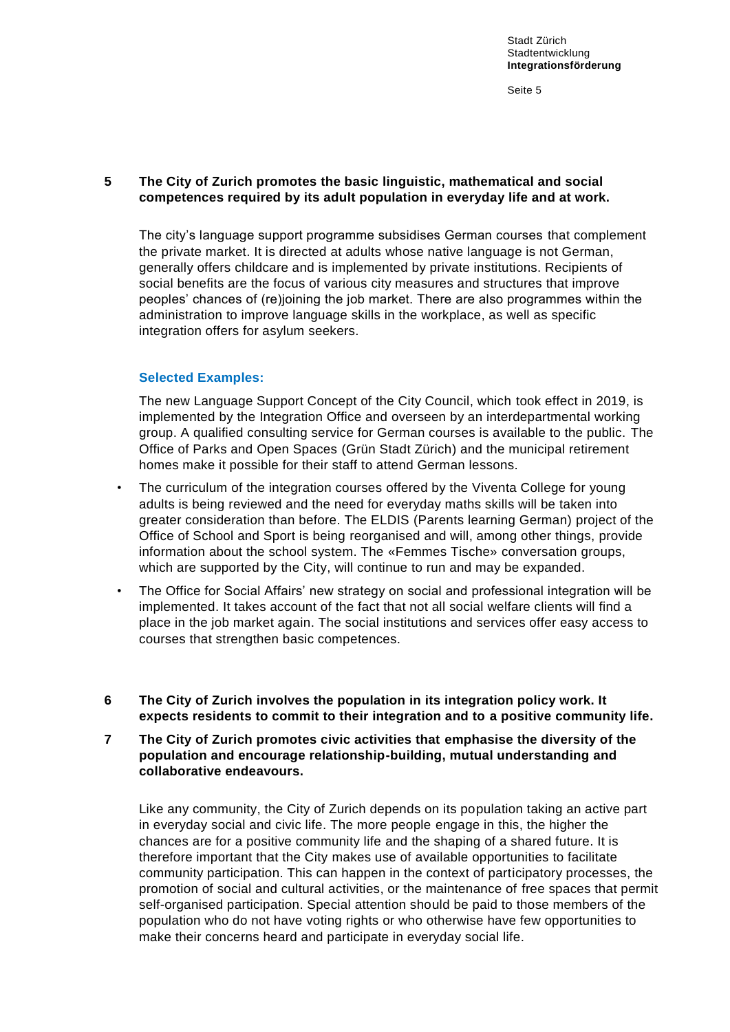**5 The City of Zurich promotes the basic linguistic, mathematical and social competences required by its adult population in everyday life and at work.**

The city's language support programme subsidises German courses that complement the private market. It is directed at adults whose native language is not German, generally offers childcare and is implemented by private institutions. Recipients of social benefits are the focus of various city measures and structures that improve peoples' chances of (re)joining the job market. There are also programmes within the administration to improve language skills in the workplace, as well as specific integration offers for asylum seekers.

**Selected Examples:**

The new Language Support Concept of the City Council, which took effect in 2019, is implemented by the Integration Office and overseen by an interdepartmental working group. A qualified consulting service for German courses is available to the public. The Office of Parks and Open Spaces (Grün Stadt Zürich) and the municipal retirement homes make it possible for their staff to attend German lessons.

- The curriculum of the integration courses offered by the Viventa College for young adults is being reviewed and the need for everyday maths skills will be taken into greater consideration than before. The ELDIS (Parents learning German) project of the Office of School and Sport is being reorganised and will, among other things, provide information about the school system. The «Femmes Tische» conversation groups, which are supported by the City, will continue to run and may be expanded.
- The Office for Social Affairs' new strategy on social and professional integration will be implemented. It takes account of the fact that not all social welfare clients will find a place in the job market again. The social institutions and services offer easy access to courses that strengthen basic competences.

**6 The City of Zurich involves the population in its integration policy work. It expects residents to commit to their integration and to a positive community life.**

**7 The City of Zurich promotes civic activities that emphasise the diversity of the population and encourage relationship-building, mutual understanding and collaborative endeavours.**

Like any community, the City of Zurich depends on its population taking an active part in everyday social and civic life. The more people engage in this, the higher the chances are for a positive community life and the shaping of a shared future. It is therefore important that the City makes use of available opportunities to facilitate community participation. This can happen in the context of participatory processes, the promotion of social and cultural activities, or the maintenance of free spaces that permit self-organised participation. Special attention should be paid to those members of the population who do not have voting rights or who otherwise have few opportunities to make their concerns heard and participate in everyday social life.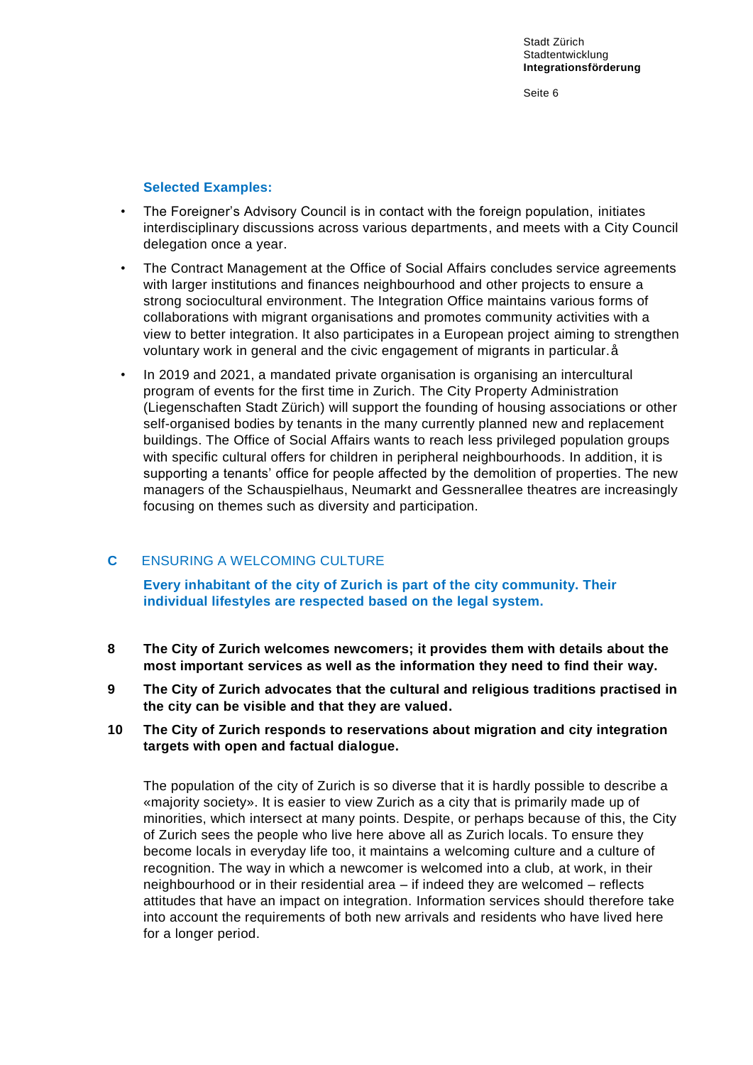**Selected Examples:**

- The Foreigner's Advisory Council is in contact with the foreign population, initiates interdisciplinary discussions across various departments, and meets with a City Council delegation once a year.
- The Contract Management at the Office of Social Affairs concludes service agreements with larger institutions and finances neighbourhood and other projects to ensure a strong sociocultural environment. The Integration Office maintains various forms of collaborations with migrant organisations and promotes community activities with a view to better integration. It also participates in a European project aiming to strengthen voluntary work in general and the civic engagement of migrants in particular.å
- In 2019 and 2021, a mandated private organisation is organising an intercultural program of events for the first time in Zurich. The City Property Administration (Liegenschaften Stadt Zürich) will support the founding of housing associations or other self-organised bodies by tenants in the many currently planned new and replacement buildings. The Office of Social Affairs wants to reach less privileged population groups with specific cultural offers for children in peripheral neighbourhoods. In addition, it is supporting a tenants' office for people affected by the demolition of properties. The new managers of the Schauspielhaus, Neumarkt and Gessnerallee theatres are increasingly focusing on themes such as diversity and participation.

## C ENSURING A WELCOMING CULTURE

**Every inhabitant of the city of Zurich is part of the city community. Their individual lifestyles are respected based on the legal system.**

**8 The City of Zurich welcomes newcomers; it provides them with details about the most important services as well as the information they need to find their way.**

**9 The City of Zurich advocates that the cultural and religious traditions practised in the city can be visible and that they are valued.**

**10 The City of Zurich responds to reservations about migration and city integration targets with open and factual dialogue.**

The population of the city of Zurich is so diverse that it is hardly possible to describe a «majority society». It is easier to view Zurich as a city that is primarily made up of minorities, which intersect at many points. Despite, or perhaps because of this, the City of Zurich sees the people who live here above all as Zurich locals. To ensure they become locals in everyday life too, it maintains a welcoming culture and a culture of recognition. The way in which a newcomer is welcomed into a club, at work, in their neighbourhood or in their residential area – if indeed they are welcomed – reflects attitudes that have an impact on integration. Information services should therefore take into account the requirements of both new arrivals and residents who have lived here for a longer period.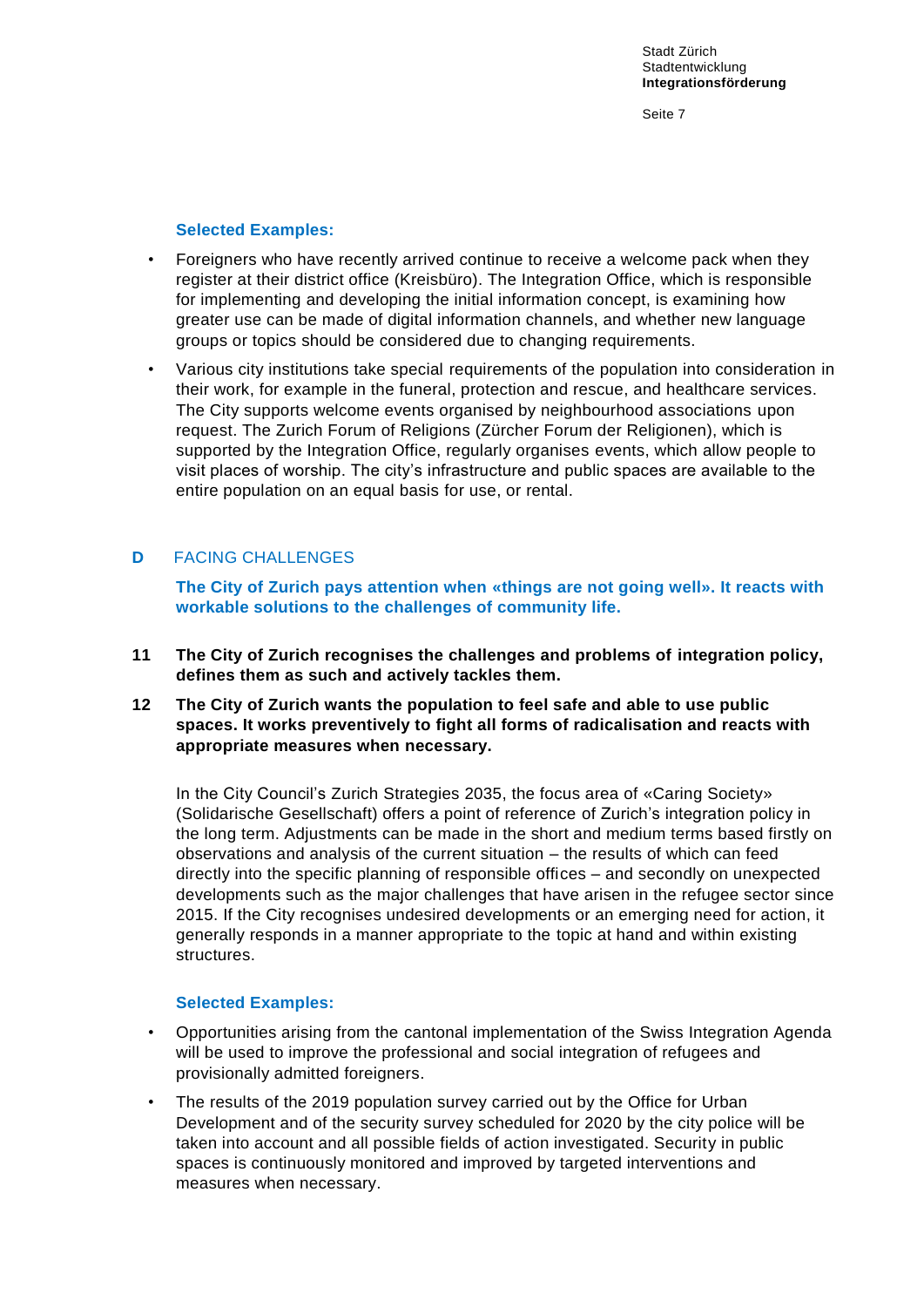**Selected Examples:**

- Foreigners who have recently arrived continue to receive a welcome pack when they register at their district office (Kreisbüro). The Integration Office, which is responsible for implementing and developing the initial information concept, is examining how greater use can be made of digital information channels, and whether new language groups or topics should be considered due to changing requirements.
- Various city institutions take special requirements of the population into consideration in their work, for example in the funeral, protection and rescue, and healthcare services. The City supports welcome events organised by neighbourhood associations upon request. The Zurich Forum of Religions (Zürcher Forum der Religionen), which is supported by the Integration Office, regularly organises events, which allow people to visit places of worship. The city's infrastructure and public spaces are available to the entire population on an equal basis for use, or rental.

## D FACING CHALLENGES

**The City of Zurich pays attention when «things are not going well». It reacts with workable solutions to the challenges of community life.**

**11 The City of Zurich recognises the challenges and problems of integration policy, defines them as such and actively tackles them.**

**12 The City of Zurich wants the population to feel safe and able to use public spaces. It works preventively to fight all forms of radicalisation and reacts with appropriate measures when necessary.**

In the City Council's Zurich Strategies 2035, the focus area of «Caring Society» (Solidarische Gesellschaft) offers a point of reference of Zurich's integration policy in the long term. Adjustments can be made in the short and medium terms based firstly on observations and analysis of the current situation – the results of which can feed directly into the specific planning of responsible offices – and secondly on unexpected developments such as the major challenges that have arisen in the refugee sector since 2015. If the City recognises undesired developments or an emerging need for action, it generally responds in a manner appropriate to the topic at hand and within existing structures.

**Selected Examples:**

- Opportunities arising from the cantonal implementation of the Swiss Integration Agenda will be used to improve the professional and social integration of refugees and provisionally admitted foreigners.
- The results of the 2019 population survey carried out by the Office for Urban Development and of the security survey scheduled for 2020 by the city police will be taken into account and all possible fields of action investigated. Security in public spaces is continuously monitored and improved by targeted interventions and measures when necessary.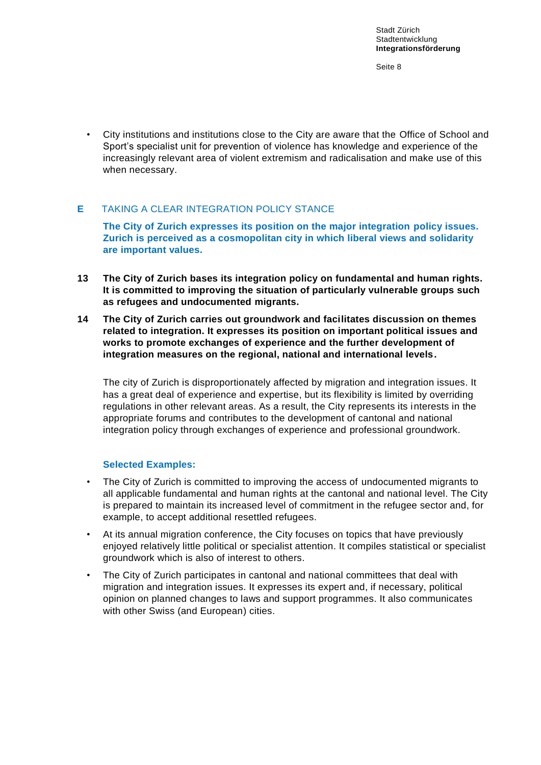- City institutions and institutions close to the City are aware that the Office of School and Sport's specialist unit for prevention of violence has knowledge and experience of the increasingly relevant area of violent extremism and radicalisation and make use of this when necessary.

## E TAKING A CLEAR INTEGRATION POLICY STANCE

**The City of Zurich expresses its position on the major integration policy issues. Zurich is perceived as a cosmopolitan city in which liberal views and solidarity are important values.**

**13 The City of Zurich bases its integration policy on fundamental and human rights. It is committed to improving the situation of particularly vulnerable groups such as refugees and undocumented migrants.**

**14 The City of Zurich carries out groundwork and facilitates discussion on themes related to integration. It expresses its position on important political issues and works to promote exchanges of experience and the further development of integration measures on the regional, national and international levels.**

The city of Zurich is disproportionately affected by migration and integration issues. It has a great deal of experience and expertise, but its flexibility is limited by overriding regulations in other relevant areas. As a result, the City represents its interests in the appropriate forums and contributes to the development of cantonal and national integration policy through exchanges of experience and professional groundwork.

**Selected Examples:**

- The City of Zurich is committed to improving the access of undocumented migrants to all applicable fundamental and human rights at the cantonal and national level. The City is prepared to maintain its increased level of commitment in the refugee sector and, for example, to accept additional resettled refugees.
- At its annual migration conference, the City focuses on topics that have previously enjoyed relatively little political or specialist attention. It compiles statistical or specialist groundwork which is also of interest to others.
- The City of Zurich participates in cantonal and national committees that deal with migration and integration issues. It expresses its expert and, if necessary, political opinion on planned changes to laws and support programmes. It also communicates with other Swiss (and European) cities.